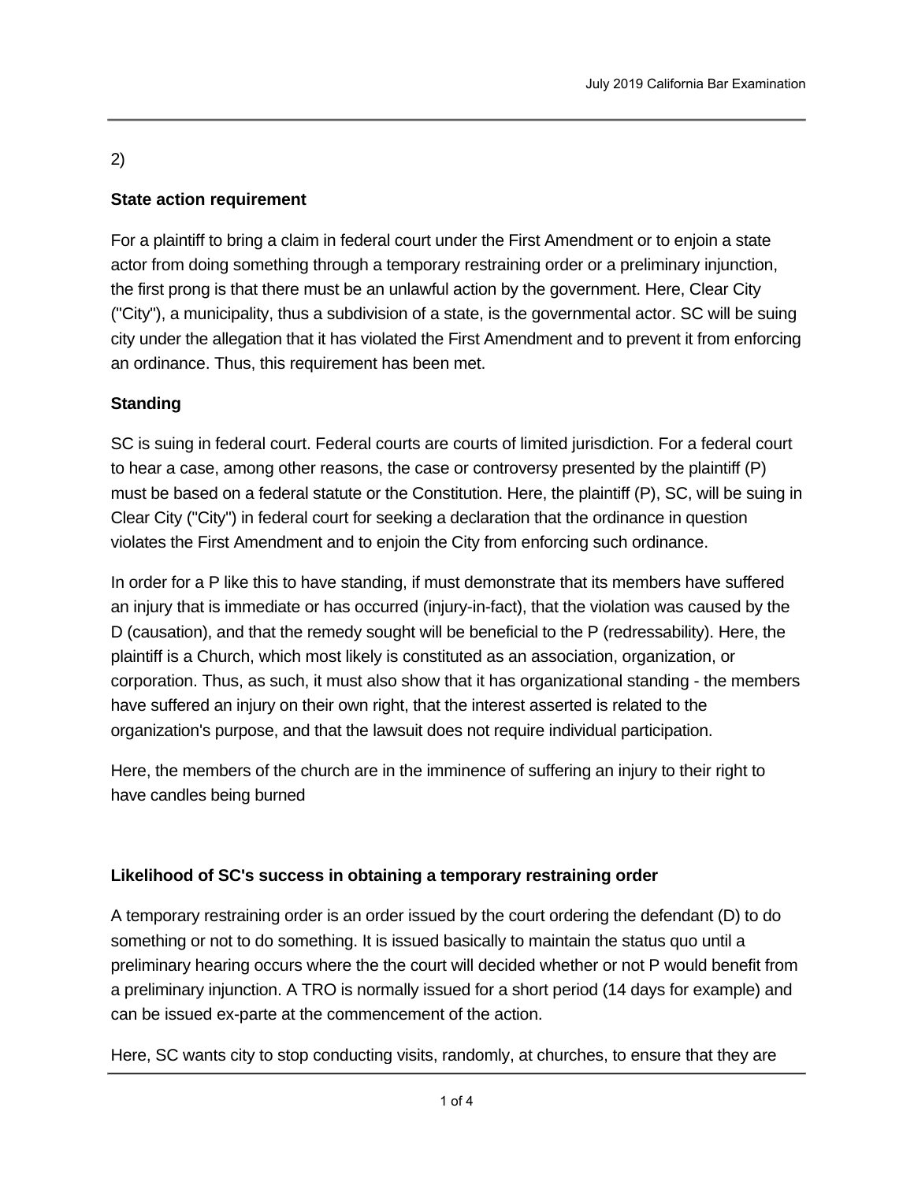2)

**State action requirement**

For a plaintiff to bring a claim in federal court under the First Amendment or to enjoin a state actor from doing something through a temporary restraining order or a preliminary injunction, the first prong is that there must be an unlawful action by the government. Here, Clear City ("City"), a municipality, thus a subdivision of a state, is the governmental actor. SC will be suing city under the allegation that it has violated the First Amendment and to prevent it from enforcing an ordinance. Thus, this requirement has been met.

**Standing**

SC is suing in federal court. Federal courts are courts of limited jurisdiction. For a federal court to hear a case, among other reasons, the case or controversy presented by the plaintiff (P) must be based on a federal statute or the Constitution. Here, the plaintiff (P), SC, will be suing in Clear City ("City") in federal court for seeking a declaration that the ordinance in question violates the First Amendment and to enjoin the City from enforcing such ordinance.

In order for a P like this to have standing, if must demonstrate that its members have suffered an injury that is immediate or has occurred (injury-in-fact), that the violation was caused by the D (causation), and that the remedy sought will be beneficial to the P (redressability). Here, the plaintiff is a Church, which most likely is constituted as an association, organization, or corporation. Thus, as such, it must also show that it has organizational standing - the members have suffered an injury on their own right, that the interest asserted is related to the organization's purpose, and that the lawsuit does not require individual participation.

Here, the members of the church are in the imminence of suffering an injury to their right to have candles being burned

**Likelihood of SC's success in obtaining a temporary restraining order**

A temporary restraining order is an order issued by the court ordering the defendant (D) to do something or not to do something. It is issued basically to maintain the status quo until a preliminary hearing occurs where the the court will decided whether or not P would benefit from a preliminary injunction. A TRO is normally issued for a short period (14 days for example) and can be issued ex-parte at the commencement of the action.

Here, SC wants city to stop conducting visits, randomly, at churches, to ensure that they are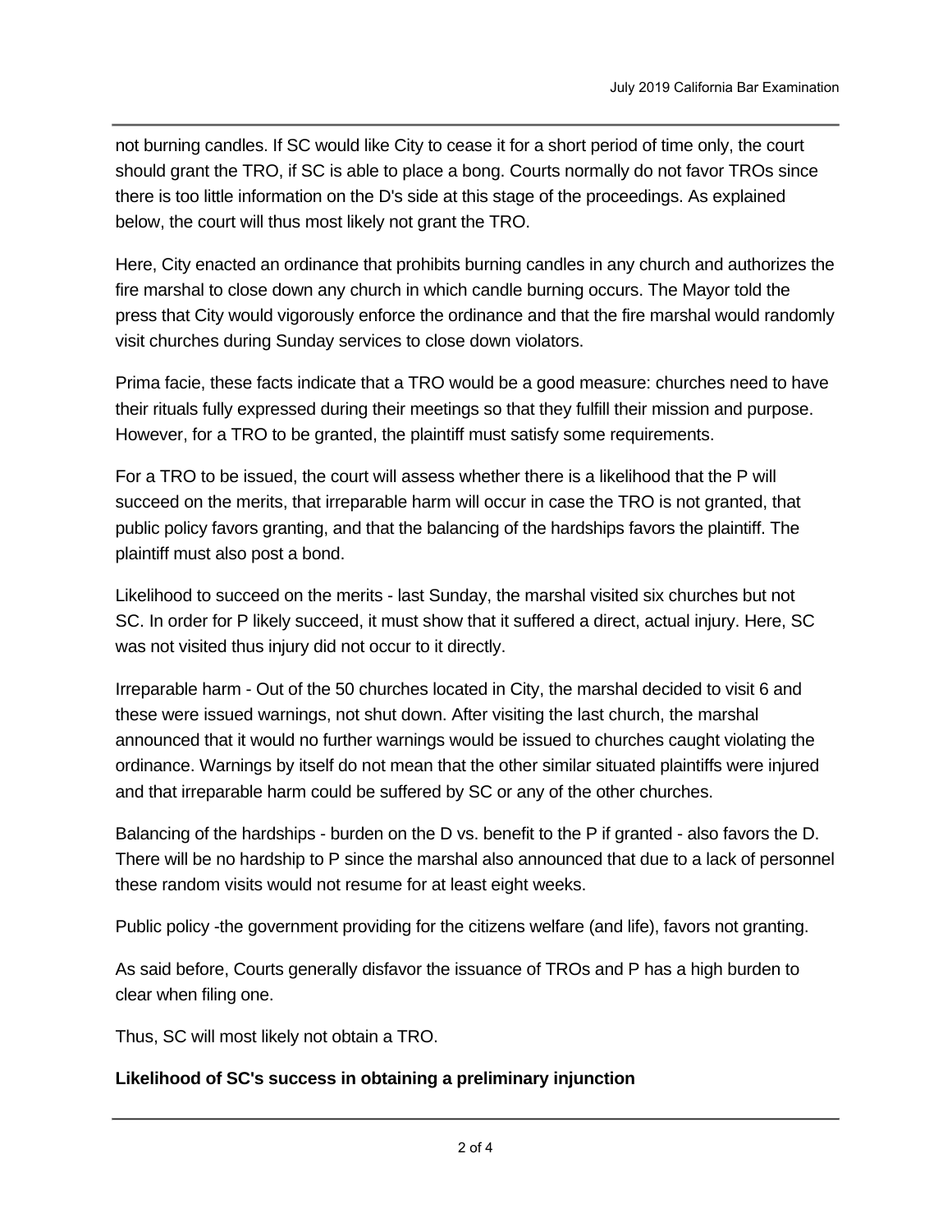not burning candles. If SC would like City to cease it for a short period of time only, the court should grant the TRO, if SC is able to place a bong. Courts normally do not favor TROs since there is too little information on the D's side at this stage of the proceedings. As explained below, the court will thus most likely not grant the TRO.

Here, City enacted an ordinance that prohibits burning candles in any church and authorizes the fire marshal to close down any church in which candle burning occurs. The Mayor told the press that City would vigorously enforce the ordinance and that the fire marshal would randomly visit churches during Sunday services to close down violators.

Prima facie, these facts indicate that a TRO would be a good measure: churches need to have their rituals fully expressed during their meetings so that they fulfill their mission and purpose. However, for a TRO to be granted, the plaintiff must satisfy some requirements.

For a TRO to be issued, the court will assess whether there is a likelihood that the P will succeed on the merits, that irreparable harm will occur in case the TRO is not granted, that public policy favors granting, and that the balancing of the hardships favors the plaintiff. The plaintiff must also post a bond.

Likelihood to succeed on the merits - last Sunday, the marshal visited six churches but not SC. In order for P likely succeed, it must show that it suffered a direct, actual injury. Here, SC was not visited thus injury did not occur to it directly.

Irreparable harm - Out of the 50 churches located in City, the marshal decided to visit 6 and these were issued warnings, not shut down. After visiting the last church, the marshal announced that it would no further warnings would be issued to churches caught violating the ordinance. Warnings by itself do not mean that the other similar situated plaintiffs were injured and that irreparable harm could be suffered by SC or any of the other churches.

Balancing of the hardships - burden on the D vs. benefit to the P if granted - also favors the D. There will be no hardship to P since the marshal also announced that due to a lack of personnel these random visits would not resume for at least eight weeks.

Public policy -the government providing for the citizens welfare (and life), favors not granting.

As said before, Courts generally disfavor the issuance of TROs and P has a high burden to clear when filing one.

Thus, SC will most likely not obtain a TRO.

**Likelihood of SC's success in obtaining a preliminary injunction**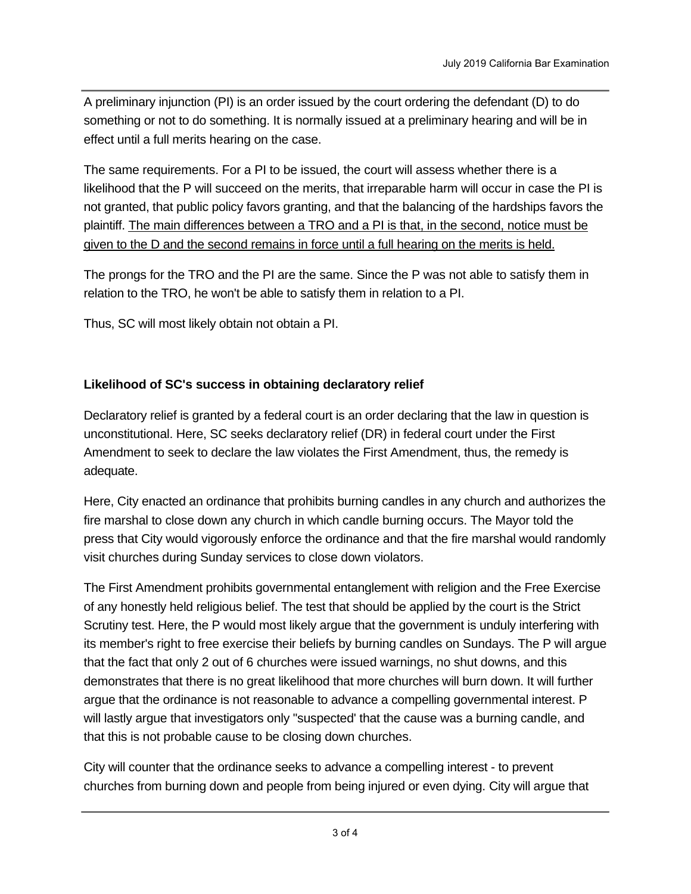A preliminary injunction (PI) is an order issued by the court ordering the defendant (D) to do something or not to do something. It is normally issued at a preliminary hearing and will be in effect until a full merits hearing on the case.

The same requirements. For a PI to be issued, the court will assess whether there is a likelihood that the P will succeed on the merits, that irreparable harm will occur in case the PI is not granted, that public policy favors granting, and that the balancing of the hardships favors the plaintiff. <u>The main differences between a TRO and a PI is that, in the second, notice must be given to the D and the second remains in force until a full hearing on the merits is held.</u>

The prongs for the TRO and the PI are the same. Since the P was not able to satisfy them in relation to the TRO, he won't be able to satisfy them in relation to a PI.

Thus, SC will most likely obtain not obtain a PI.

**Likelihood of SC's success in obtaining declaratory relief**

Declaratory relief is granted by a federal court is an order declaring that the law in question is unconstitutional. Here, SC seeks declaratory relief (DR) in federal court under the First Amendment to seek to declare the law violates the First Amendment, thus, the remedy is adequate.

Here, City enacted an ordinance that prohibits burning candles in any church and authorizes the fire marshal to close down any church in which candle burning occurs. The Mayor told the press that City would vigorously enforce the ordinance and that the fire marshal would randomly visit churches during Sunday services to close down violators.

The First Amendment prohibits governmental entanglement with religion and the Free Exercise of any honestly held religious belief. The test that should be applied by the court is the Strict Scrutiny test. Here, the P would most likely argue that the government is unduly interfering with its member's right to free exercise their beliefs by burning candles on Sundays. The P will argue that the fact that only 2 out of 6 churches were issued warnings, no shut downs, and this demonstrates that there is no great likelihood that more churches will burn down. It will further argue that the ordinance is not reasonable to advance a compelling governmental interest. P will lastly argue that investigators only "suspected' that the cause was a burning candle, and that this is not probable cause to be closing down churches.

City will counter that the ordinance seeks to advance a compelling interest - to prevent churches from burning down and people from being injured or even dying. City will argue that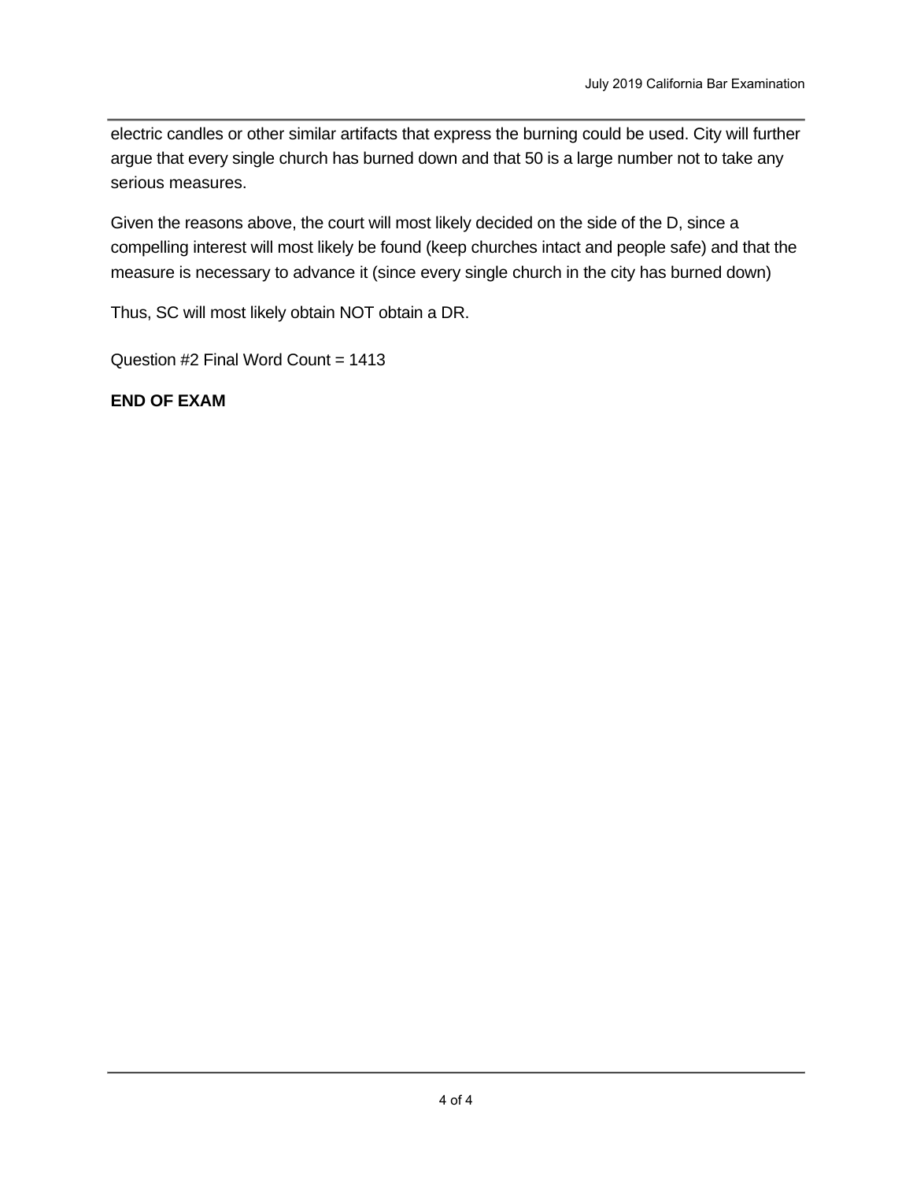electric candles or other similar artifacts that express the burning could be used. City will further argue that every single church has burned down and that 50 is a large number not to take any serious measures.

Given the reasons above, the court will most likely decided on the side of the D, since a compelling interest will most likely be found (keep churches intact and people safe) and that the measure is necessary to advance it (since every single church in the city has burned down)

Thus, SC will most likely obtain NOT obtain a DR.

Question #2 Final Word Count = 1413

**END OF EXAM**